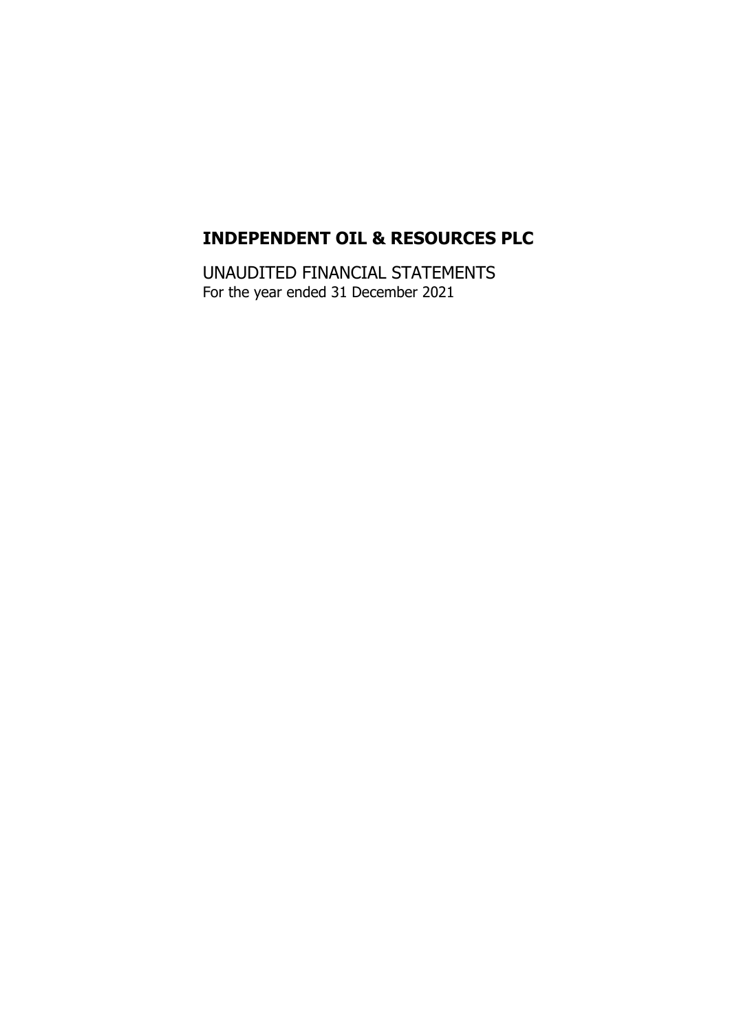# INDEPENDENT OIL & RESOURCES PLC

UNAUDITED FINANCIAL STATEMENTS

For the year ended 31 December 2021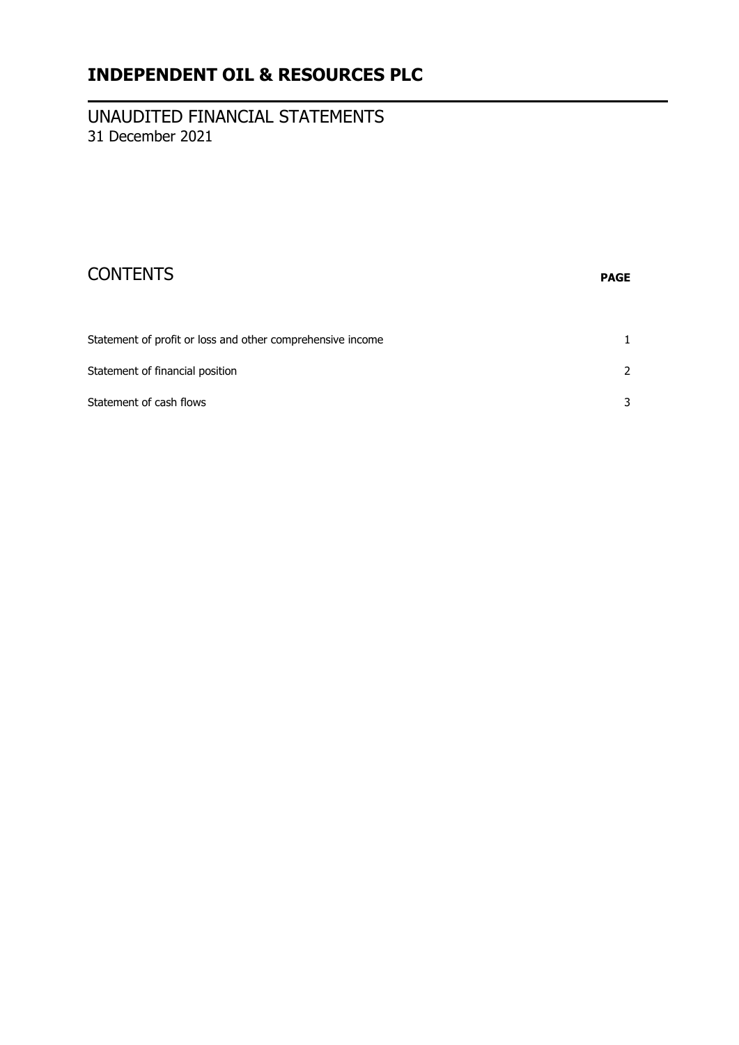# INDEPENDENT OIL & RESOURCES PLC

UNAUDITED FINANCIAL STATEMENTS
31 December 2021

## CONTENTS

| | **PAGE** |
|---|---|
| Statement of profit or loss and other comprehensive income | 1 |
| Statement of financial position | 2 |
| Statement of cash flows | 3 |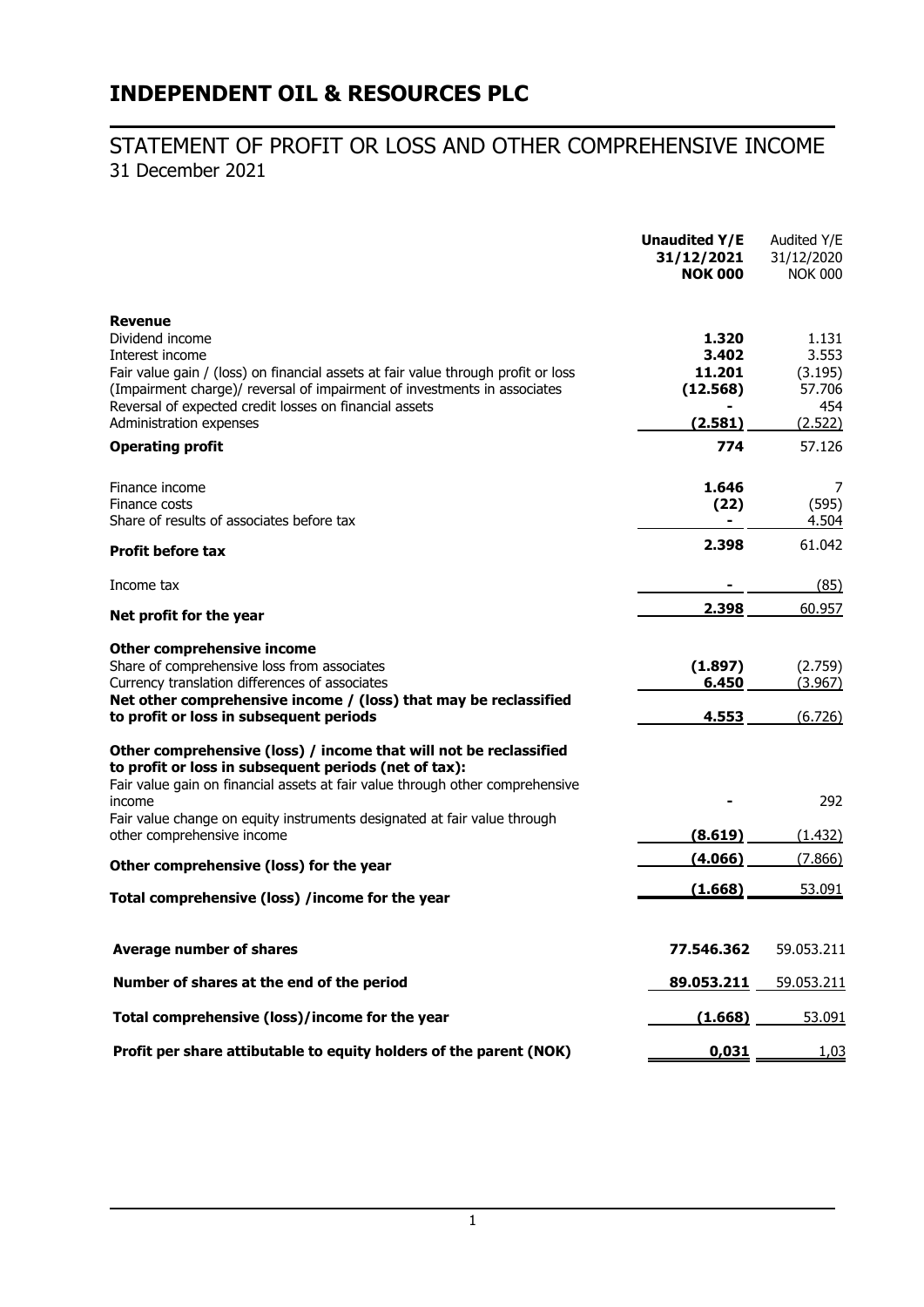# INDEPENDENT OIL & RESOURCES PLC

## STATEMENT OF PROFIT OR LOSS AND OTHER COMPREHENSIVE INCOME
31 December 2021

| | **Unaudited Y/E 31/12/2021 NOK 000** | Audited Y/E 31/12/2020 NOK 000 |
|---|---|---|
| **Revenue** | | |
| Dividend income | **1.320** | 1.131 |
| Interest income | **3.402** | 3.553 |
| Fair value gain / (loss) on financial assets at fair value through profit or loss | **11.201** | (3.195) |
| (Impairment charge)/ reversal of impairment of investments in associates | **(12.568)** | 57.706 |
| Reversal of expected credit losses on financial assets | **-** | 454 |
| Administration expenses | **(2.581)** | (2.522) |
| **Operating profit** | **774** | 57.126 |
| Finance income | **1.646** | 7 |
| Finance costs | **(22)** | (595) |
| Share of results of associates before tax | **-** | 4.504 |
| **Profit before tax** | **2.398** | 61.042 |
| Income tax | **-** | (85) |
| **Net profit for the year** | **2.398** | 60.957 |
| **Other comprehensive income** | | |
| Share of comprehensive loss from associates | **(1.897)** | (2.759) |
| Currency translation differences of associates | **6.450** | (3.967) |
| **Net other comprehensive income / (loss) that may be reclassified to profit or loss in subsequent periods** | **4.553** | (6.726) |
| **Other comprehensive (loss) / income that will not be reclassified to profit or loss in subsequent periods (net of tax):** | | |
| Fair value gain on financial assets at fair value through other comprehensive income | **-** | 292 |
| Fair value change on equity instruments designated at fair value through other comprehensive income | **(8.619)** | (1.432) |
| **Other comprehensive (loss) for the year** | **(4.066)** | (7.866) |
| **Total comprehensive (loss) /income for the year** | **(1.668)** | 53.091 |
| **Average number of shares** | **77.546.362** | 59.053.211 |
| **Number of shares at the end of the period** | **89.053.211** | 59.053.211 |
| **Total comprehensive (loss)/income for the year** | **(1.668)** | 53.091 |
| **Profit per share attibutable to equity holders of the parent (NOK)** | **0,031** | 1,03 |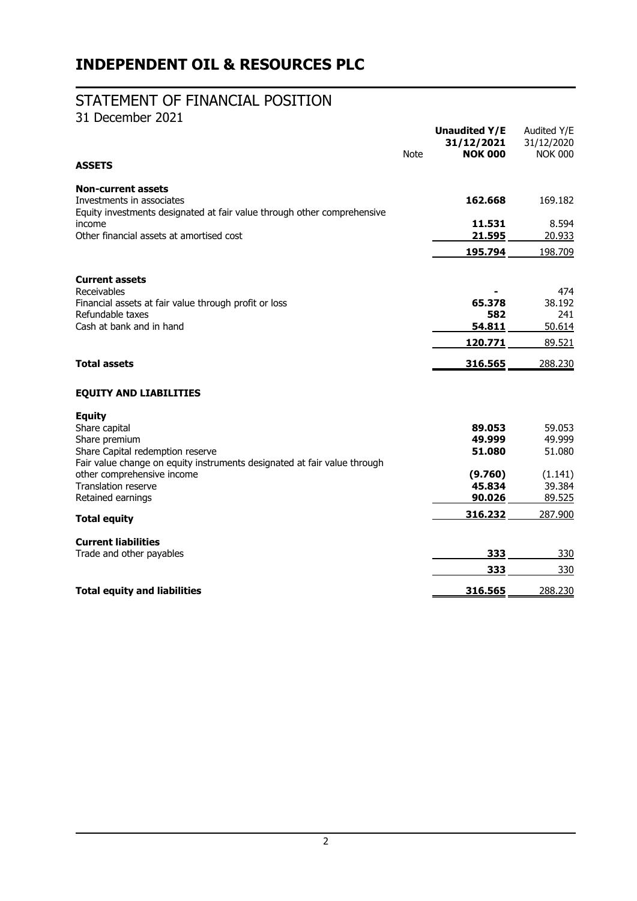# INDEPENDENT OIL & RESOURCES PLC

## STATEMENT OF FINANCIAL POSITION

31 December 2021

| | Note | **Unaudited Y/E 31/12/2021 NOK 000** | Audited Y/E 31/12/2020 NOK 000 |
|---|---|---|---|
| **ASSETS** | | | |
| **Non-current assets** | | | |
| Investments in associates | | **162.668** | 169.182 |
| Equity investments designated at fair value through other comprehensive income | | **11.531** | 8.594 |
| Other financial assets at amortised cost | | **21.595** | 20.933 |
| | | **195.794** | 198.709 |
| **Current assets** | | | |
| Receivables | | **-** | 474 |
| Financial assets at fair value through profit or loss | | **65.378** | 38.192 |
| Refundable taxes | | **582** | 241 |
| Cash at bank and in hand | | **54.811** | 50.614 |
| | | **120.771** | 89.521 |
| **Total assets** | | **316.565** | 288.230 |
| **EQUITY AND LIABILITIES** | | | |
| **Equity** | | | |
| Share capital | | **89.053** | 59.053 |
| Share premium | | **49.999** | 49.999 |
| Share Capital redemption reserve | | **51.080** | 51.080 |
| Fair value change on equity instruments designated at fair value through other comprehensive income | | **(9.760)** | (1.141) |
| Translation reserve | | **45.834** | 39.384 |
| Retained earnings | | **90.026** | 89.525 |
| **Total equity** | | **316.232** | 287.900 |
| **Current liabilities** | | | |
| Trade and other payables | | **333** | 330 |
| | | **333** | 330 |
| **Total equity and liabilities** | | **316.565** | 288.230 |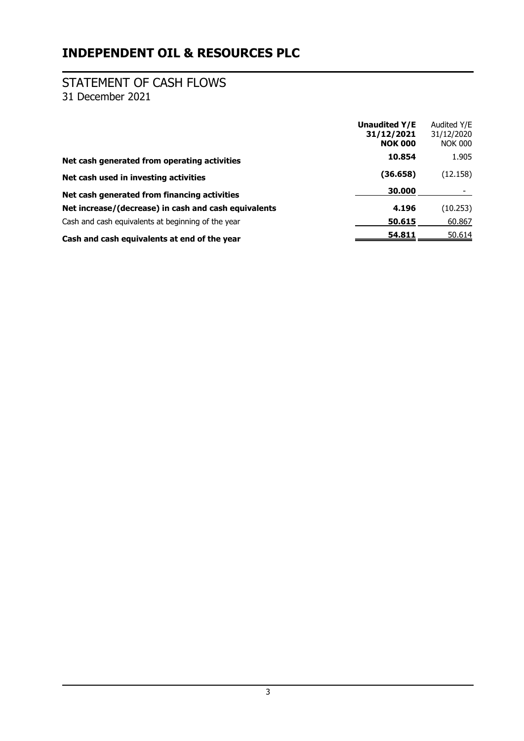# INDEPENDENT OIL & RESOURCES PLC

## STATEMENT OF CASH FLOWS

31 December 2021

| | **Unaudited Y/E 31/12/2021 NOK 000** | Audited Y/E 31/12/2020 NOK 000 |
|---|---|---|
| **Net cash generated from operating activities** | **10.854** | 1.905 |
| **Net cash used in investing activities** | **(36.658)** | (12.158) |
| **Net cash generated from financing activities** | **30.000** | - |
| **Net increase/(decrease) in cash and cash equivalents** | **4.196** | (10.253) |
| Cash and cash equivalents at beginning of the year | **50.615** | 60.867 |
| **Cash and cash equivalents at end of the year** | **54.811** | 50.614 |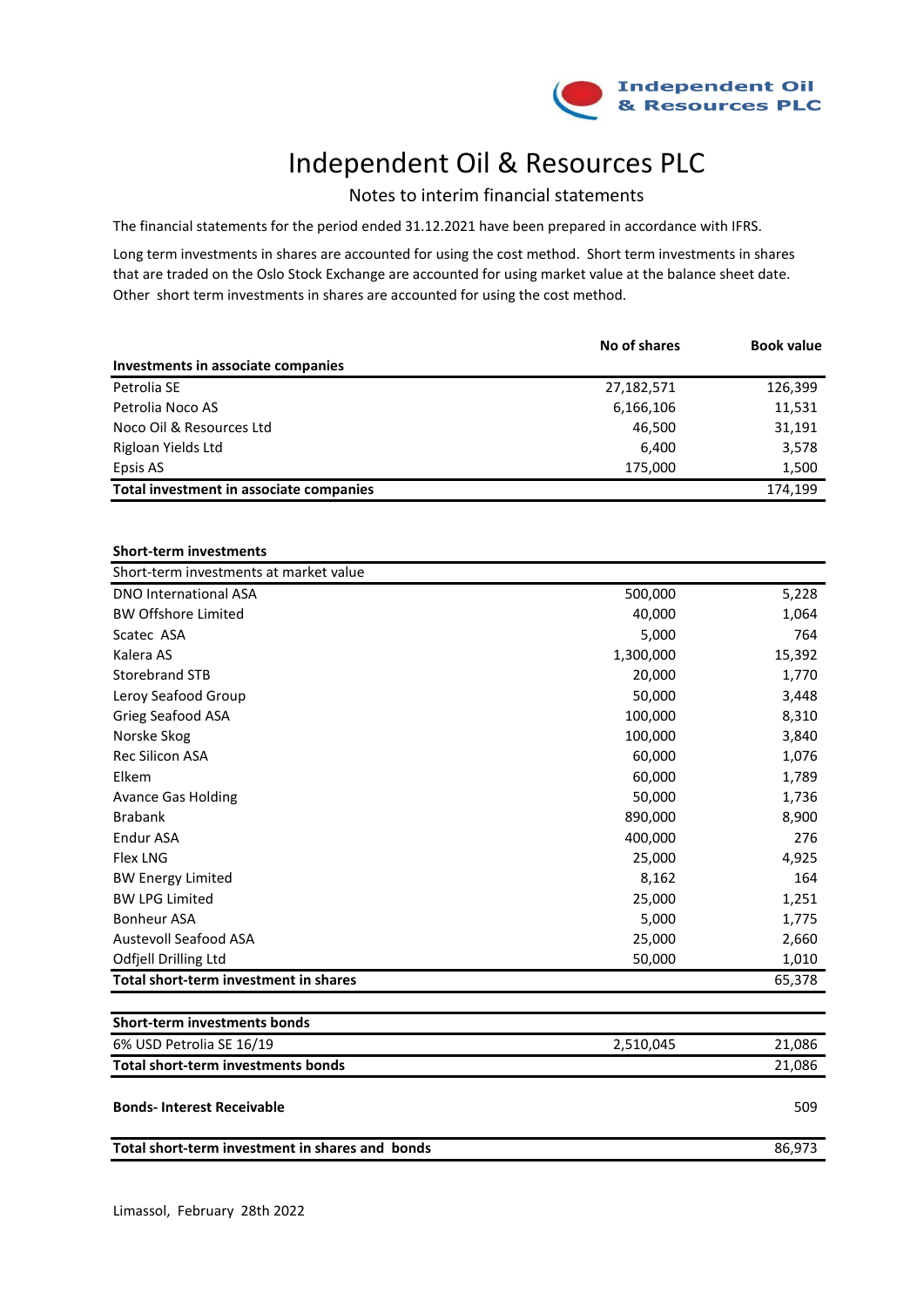# Independent Oil & Resources PLC

## Notes to interim financial statements

The financial statements for the period ended 31.12.2021 have been prepared in accordance with IFRS.

Long term investments in shares are accounted for using the cost method. Short term investments in shares that are traded on the Oslo Stock Exchange are accounted for using market value at the balance sheet date. Other short term investments in shares are accounted for using the cost method.

| | No of shares | Book value |
|---|---|---|
| **Investments in associate companies** | | |
| Petrolia SE | 27,182,571 | 126,399 |
| Petrolia Noco AS | 6,166,106 | 11,531 |
| Noco Oil & Resources Ltd | 46,500 | 31,191 |
| Rigloan Yields Ltd | 6,400 | 3,578 |
| Epsis AS | 175,000 | 1,500 |
| **Total investment in associate companies** | | 174,199 |

| | | |
|---|---|---|
| **Short-term investments** | | |
| Short-term investments at market value | | |
| DNO International ASA | 500,000 | 5,228 |
| BW Offshore Limited | 40,000 | 1,064 |
| Scatec ASA | 5,000 | 764 |
| Kalera AS | 1,300,000 | 15,392 |
| Storebrand STB | 20,000 | 1,770 |
| Leroy Seafood Group | 50,000 | 3,448 |
| Grieg Seafood ASA | 100,000 | 8,310 |
| Norske Skog | 100,000 | 3,840 |
| Rec Silicon ASA | 60,000 | 1,076 |
| Elkem | 60,000 | 1,789 |
| Avance Gas Holding | 50,000 | 1,736 |
| Brabank | 890,000 | 8,900 |
| Endur ASA | 400,000 | 276 |
| Flex LNG | 25,000 | 4,925 |
| BW Energy Limited | 8,162 | 164 |
| BW LPG Limited | 25,000 | 1,251 |
| Bonheur ASA | 5,000 | 1,775 |
| Austevoll Seafood ASA | 25,000 | 2,660 |
| Odfjell Drilling Ltd | 50,000 | 1,010 |
| **Total short-term investment in shares** | | 65,378 |
| | | |
| **Short-term investments bonds** | | |
| 6% USD Petrolia SE 16/19 | 2,510,045 | 21,086 |
| **Total short-term investments bonds** | | 21,086 |
| | | |
| **Bonds- Interest Receivable** | | 509 |
| | | |
| **Total short-term investment in shares and bonds** | | 86,973 |

Limassol, February 28th 2022